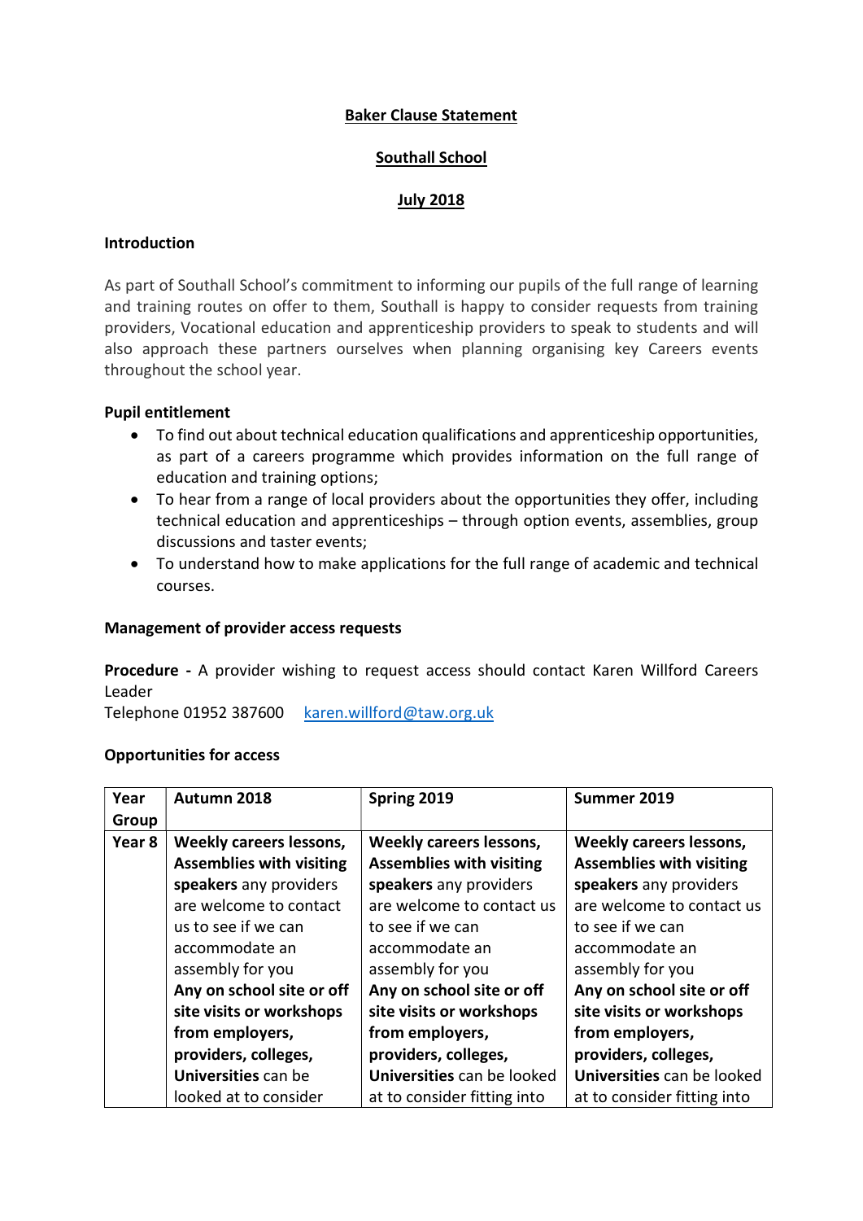**Baker Clause Statement**

**Southall School**

**July 2018**

**Introduction**

As part of Southall School's commitment to informing our pupils of the full range of learning and training routes on offer to them, Southall is happy to consider requests from training providers, Vocational education and apprenticeship providers to speak to students and will also approach these partners ourselves when planning organising key Careers events throughout the school year.

**Pupil entitlement**

- To find out about technical education qualifications and apprenticeship opportunities, as part of a careers programme which provides information on the full range of education and training options;
- To hear from a range of local providers about the opportunities they offer, including technical education and apprenticeships – through option events, assemblies, group discussions and taster events;
- To understand how to make applications for the full range of academic and technical courses.

**Management of provider access requests**

**Procedure -** A provider wishing to request access should contact Karen Willford Careers Leader
Telephone 01952 387600   karen.willford@taw.org.uk

**Opportunities for access**

| Year Group | Autumn 2018 | Spring 2019 | Summer 2019 |
|---|---|---|---|
| Year 8 | **Weekly careers lessons, Assemblies with visiting speakers** any providers are welcome to contact us to see if we can accommodate an assembly for you **Any on school site or off site visits or workshops from employers, providers, colleges, Universities** can be looked at to consider | **Weekly careers lessons, Assemblies with visiting speakers** any providers are welcome to contact us to see if we can accommodate an assembly for you **Any on school site or off site visits or workshops from employers, providers, colleges, Universities** can be looked at to consider fitting into | **Weekly careers lessons, Assemblies with visiting speakers** any providers are welcome to contact us to see if we can accommodate an assembly for you **Any on school site or off site visits or workshops from employers, providers, colleges, Universities** can be looked at to consider fitting into |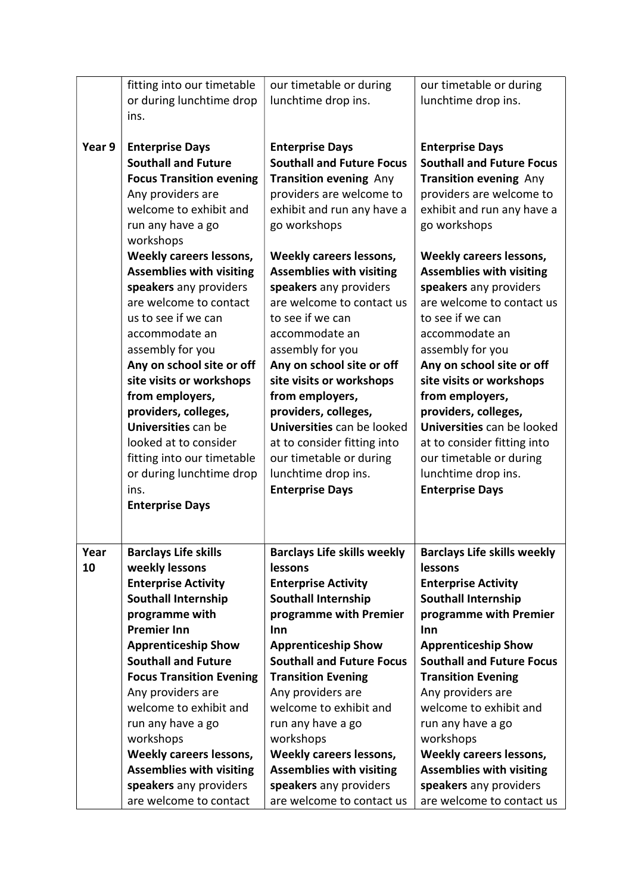| | | | |
|---|---|---|---|
| | fitting into our timetable or during lunchtime drop ins. | our timetable or during lunchtime drop ins. | our timetable or during lunchtime drop ins. |
| Year 9 | **Enterprise Days**<br>**Southall and Future Focus Transition evening** Any providers are welcome to exhibit and run any have a go workshops<br>**Weekly careers lessons, Assemblies with visiting speakers** any providers are welcome to contact us to see if we can accommodate an assembly for you<br>**Any on school site or off site visits or workshops from employers, providers, colleges, Universities** can be looked at to consider fitting into our timetable or during lunchtime drop ins.<br>**Enterprise Days** | **Enterprise Days**<br>**Southall and Future Focus Transition evening** Any providers are welcome to exhibit and run any have a go workshops<br>**Weekly careers lessons, Assemblies with visiting speakers** any providers are welcome to contact us to see if we can accommodate an assembly for you<br>**Any on school site or off site visits or workshops from employers, providers, colleges, Universities** can be looked at to consider fitting into our timetable or during lunchtime drop ins.<br>**Enterprise Days** | **Enterprise Days**<br>**Southall and Future Focus Transition evening** Any providers are welcome to exhibit and run any have a go workshops<br>**Weekly careers lessons, Assemblies with visiting speakers** any providers are welcome to contact us to see if we can accommodate an assembly for you<br>**Any on school site or off site visits or workshops from employers, providers, colleges, Universities** can be looked at to consider fitting into our timetable or during lunchtime drop ins.<br>**Enterprise Days** |
| Year 10 | **Barclays Life skills weekly lessons**<br>**Enterprise Activity**<br>**Southall Internship programme with Premier Inn**<br>**Apprenticeship Show**<br>**Southall and Future Focus Transition Evening**<br>Any providers are welcome to exhibit and run any have a go workshops<br>**Weekly careers lessons, Assemblies with visiting speakers** any providers are welcome to contact | **Barclays Life skills weekly lessons**<br>**Enterprise Activity**<br>**Southall Internship programme with Premier Inn**<br>**Apprenticeship Show**<br>**Southall and Future Focus Transition Evening**<br>Any providers are welcome to exhibit and run any have a go workshops<br>**Weekly careers lessons, Assemblies with visiting speakers** any providers are welcome to contact us | **Barclays Life skills weekly lessons**<br>**Enterprise Activity**<br>**Southall Internship programme with Premier Inn**<br>**Apprenticeship Show**<br>**Southall and Future Focus Transition Evening**<br>Any providers are welcome to exhibit and run any have a go workshops<br>**Weekly careers lessons, Assemblies with visiting speakers** any providers are welcome to contact us |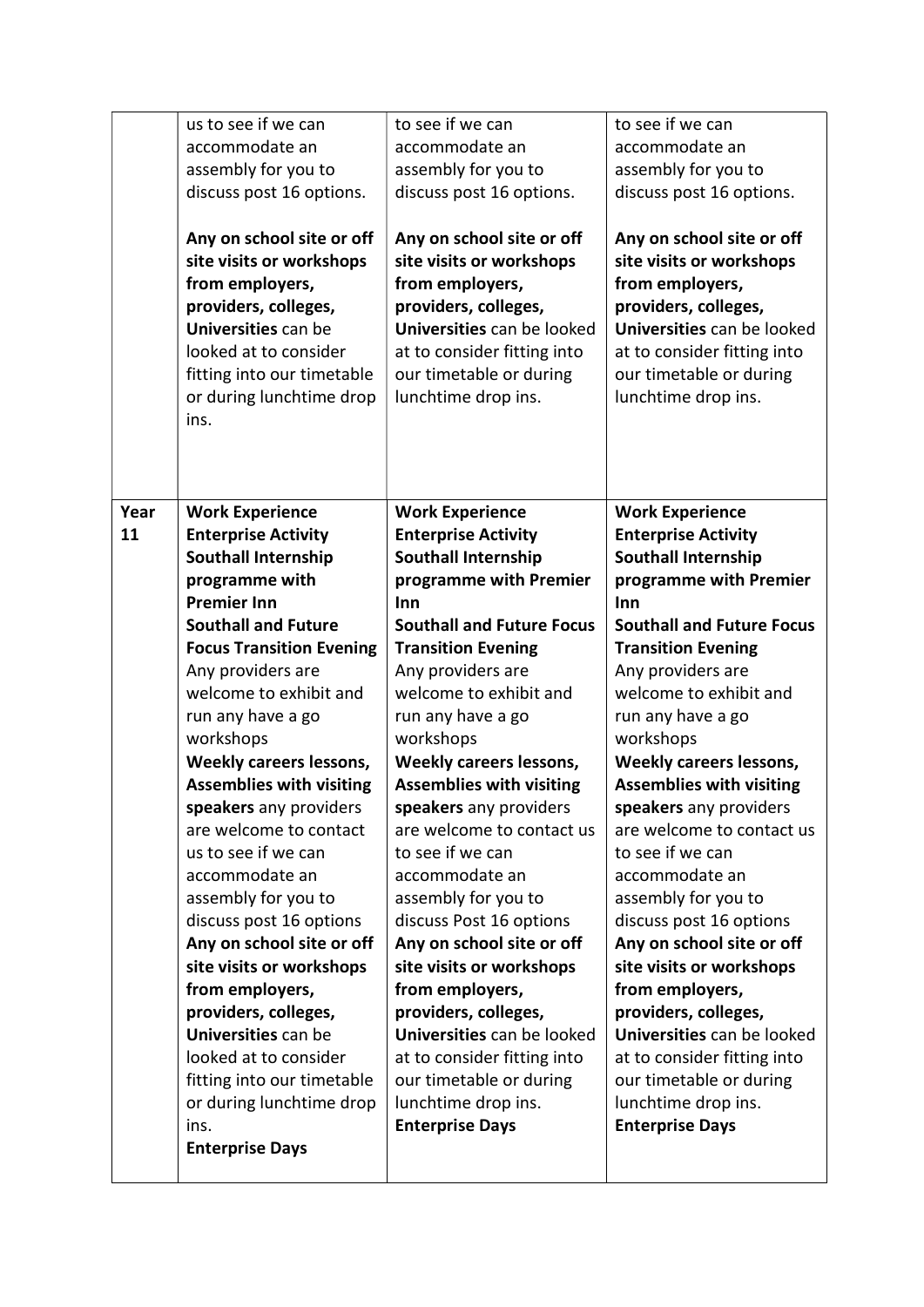| | | | |
|---|---|---|---|
| | us to see if we can accommodate an assembly for you to discuss post 16 options.<br><br>**Any on school site or off site visits or workshops from employers, providers, colleges, Universities** can be looked at to consider fitting into our timetable or during lunchtime drop ins. | to see if we can accommodate an assembly for you to discuss post 16 options.<br><br>**Any on school site or off site visits or workshops from employers, providers, colleges, Universities** can be looked at to consider fitting into our timetable or during lunchtime drop ins. | to see if we can accommodate an assembly for you to discuss post 16 options.<br><br>**Any on school site or off site visits or workshops from employers, providers, colleges, Universities** can be looked at to consider fitting into our timetable or during lunchtime drop ins. |
| **Year 11** | **Work Experience**<br>**Enterprise Activity**<br>**Southall Internship programme with Premier Inn**<br>**Southall and Future Focus Transition Evening**<br>Any providers are welcome to exhibit and run any have a go workshops<br>**Weekly careers lessons, Assemblies with visiting speakers** any providers are welcome to contact us to see if we can accommodate an assembly for you to discuss post 16 options<br>**Any on school site or off site visits or workshops from employers, providers, colleges, Universities** can be looked at to consider fitting into our timetable or during lunchtime drop ins.<br>**Enterprise Days** | **Work Experience**<br>**Enterprise Activity**<br>**Southall Internship programme with Premier Inn**<br>**Southall and Future Focus Transition Evening**<br>Any providers are welcome to exhibit and run any have a go workshops<br>**Weekly careers lessons, Assemblies with visiting speakers** any providers are welcome to contact us to see if we can accommodate an assembly for you to discuss Post 16 options<br>**Any on school site or off site visits or workshops from employers, providers, colleges, Universities** can be looked at to consider fitting into our timetable or during lunchtime drop ins.<br>**Enterprise Days** | **Work Experience**<br>**Enterprise Activity**<br>**Southall Internship programme with Premier Inn**<br>**Southall and Future Focus Transition Evening**<br>Any providers are welcome to exhibit and run any have a go workshops<br>**Weekly careers lessons, Assemblies with visiting speakers** any providers are welcome to contact us to see if we can accommodate an assembly for you to discuss post 16 options<br>**Any on school site or off site visits or workshops from employers, providers, colleges, Universities** can be looked at to consider fitting into our timetable or during lunchtime drop ins.<br>**Enterprise Days** |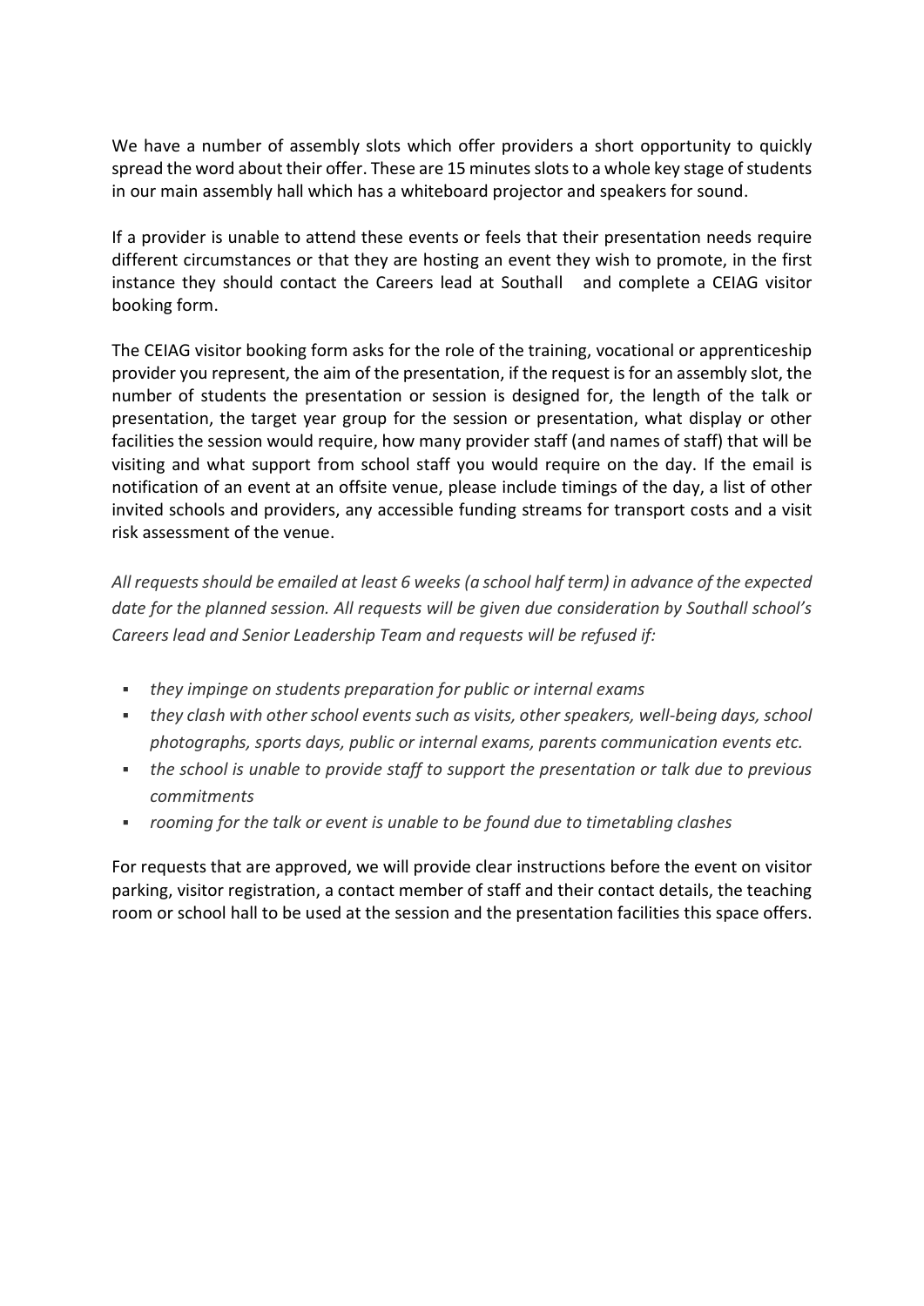We have a number of assembly slots which offer providers a short opportunity to quickly spread the word about their offer. These are 15 minutes slots to a whole key stage of students in our main assembly hall which has a whiteboard projector and speakers for sound.

If a provider is unable to attend these events or feels that their presentation needs require different circumstances or that they are hosting an event they wish to promote, in the first instance they should contact the Careers lead at Southall and complete a CEIAG visitor booking form.

The CEIAG visitor booking form asks for the role of the training, vocational or apprenticeship provider you represent, the aim of the presentation, if the request is for an assembly slot, the number of students the presentation or session is designed for, the length of the talk or presentation, the target year group for the session or presentation, what display or other facilities the session would require, how many provider staff (and names of staff) that will be visiting and what support from school staff you would require on the day. If the email is notification of an event at an offsite venue, please include timings of the day, a list of other invited schools and providers, any accessible funding streams for transport costs and a visit risk assessment of the venue.

*All requests should be emailed at least 6 weeks (a school half term) in advance of the expected date for the planned session. All requests will be given due consideration by Southall school's Careers lead and Senior Leadership Team and requests will be refused if:*

- *they impinge on students preparation for public or internal exams*
- *they clash with other school events such as visits, other speakers, well-being days, school photographs, sports days, public or internal exams, parents communication events etc.*
- *the school is unable to provide staff to support the presentation or talk due to previous commitments*
- *rooming for the talk or event is unable to be found due to timetabling clashes*

For requests that are approved, we will provide clear instructions before the event on visitor parking, visitor registration, a contact member of staff and their contact details, the teaching room or school hall to be used at the session and the presentation facilities this space offers.